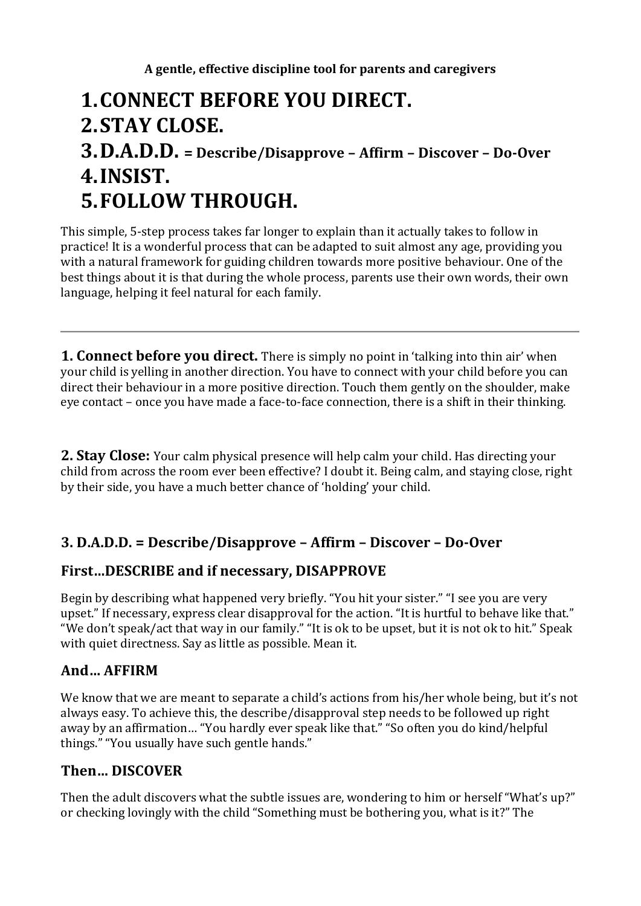**A gentle, effective discipline tool for parents and caregivers**

# 1. CONNECT BEFORE YOU DIRECT.
# 2. STAY CLOSE.
# 3. D.A.D.D. = Describe/Disapprove – Affirm – Discover – Do-Over
# 4. INSIST.
# 5. FOLLOW THROUGH.

This simple, 5-step process takes far longer to explain than it actually takes to follow in practice! It is a wonderful process that can be adapted to suit almost any age, providing you with a natural framework for guiding children towards more positive behaviour. One of the best things about it is that during the whole process, parents use their own words, their own language, helping it feel natural for each family.

---

**1. Connect before you direct.** There is simply no point in 'talking into thin air' when your child is yelling in another direction. You have to connect with your child before you can direct their behaviour in a more positive direction. Touch them gently on the shoulder, make eye contact – once you have made a face-to-face connection, there is a shift in their thinking.

**2. Stay Close:** Your calm physical presence will help calm your child. Has directing your child from across the room ever been effective? I doubt it. Being calm, and staying close, right by their side, you have a much better chance of 'holding' your child.

## 3. D.A.D.D. = Describe/Disapprove – Affirm – Discover – Do-Over

### First…DESCRIBE and if necessary, DISAPPROVE

Begin by describing what happened very briefly. "You hit your sister." "I see you are very upset." If necessary, express clear disapproval for the action. "It is hurtful to behave like that." "We don't speak/act that way in our family." "It is ok to be upset, but it is not ok to hit." Speak with quiet directness. Say as little as possible. Mean it.

### And… AFFIRM

We know that we are meant to separate a child's actions from his/her whole being, but it's not always easy. To achieve this, the describe/disapproval step needs to be followed up right away by an affirmation… "You hardly ever speak like that." "So often you do kind/helpful things." "You usually have such gentle hands."

### Then… DISCOVER

Then the adult discovers what the subtle issues are, wondering to him or herself "What's up?" or checking lovingly with the child "Something must be bothering you, what is it?" The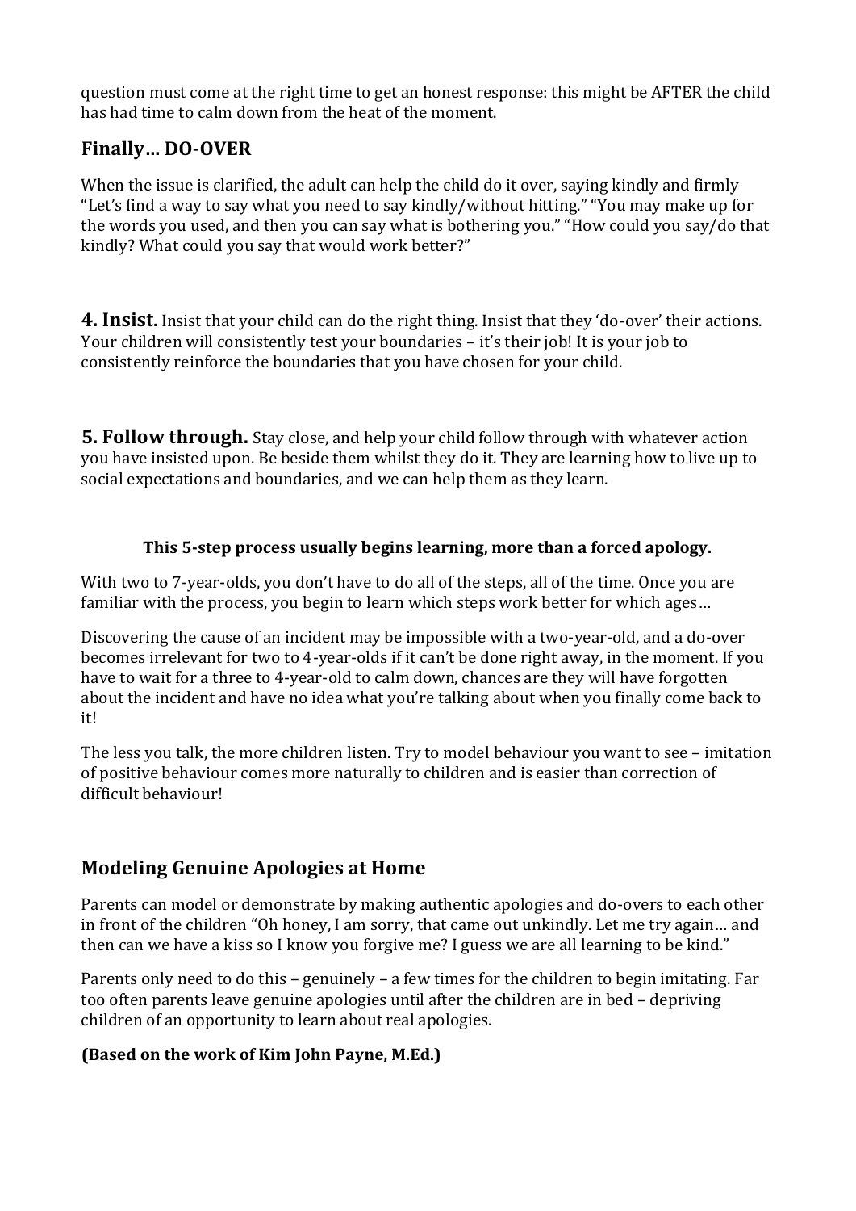question must come at the right time to get an honest response: this might be AFTER the child has had time to calm down from the heat of the moment.

## Finally… DO-OVER

When the issue is clarified, the adult can help the child do it over, saying kindly and firmly "Let's find a way to say what you need to say kindly/without hitting." "You may make up for the words you used, and then you can say what is bothering you." "How could you say/do that kindly? What could you say that would work better?"

**4. Insist.** Insist that your child can do the right thing. Insist that they 'do-over' their actions. Your children will consistently test your boundaries – it's their job! It is your job to consistently reinforce the boundaries that you have chosen for your child.

**5. Follow through.** Stay close, and help your child follow through with whatever action you have insisted upon. Be beside them whilst they do it. They are learning how to live up to social expectations and boundaries, and we can help them as they learn.

**This 5-step process usually begins learning, more than a forced apology.**

With two to 7-year-olds, you don't have to do all of the steps, all of the time. Once you are familiar with the process, you begin to learn which steps work better for which ages…

Discovering the cause of an incident may be impossible with a two-year-old, and a do-over becomes irrelevant for two to 4-year-olds if it can't be done right away, in the moment. If you have to wait for a three to 4-year-old to calm down, chances are they will have forgotten about the incident and have no idea what you're talking about when you finally come back to it!

The less you talk, the more children listen. Try to model behaviour you want to see – imitation of positive behaviour comes more naturally to children and is easier than correction of difficult behaviour!

## Modeling Genuine Apologies at Home

Parents can model or demonstrate by making authentic apologies and do-overs to each other in front of the children "Oh honey, I am sorry, that came out unkindly. Let me try again… and then can we have a kiss so I know you forgive me? I guess we are all learning to be kind."

Parents only need to do this – genuinely – a few times for the children to begin imitating. Far too often parents leave genuine apologies until after the children are in bed – depriving children of an opportunity to learn about real apologies.

**(Based on the work of Kim John Payne, M.Ed.)**